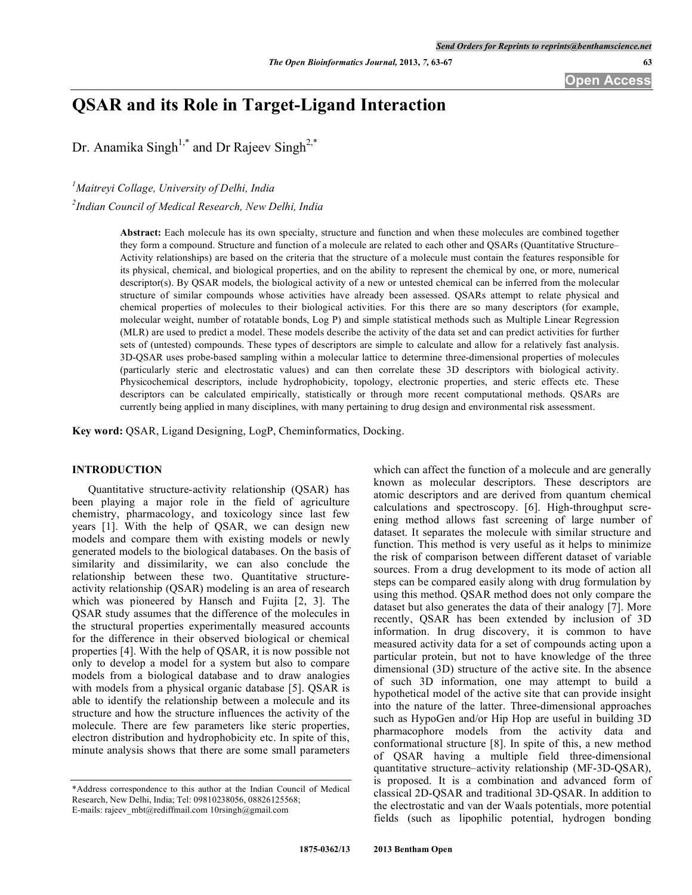# QSAR and its Role in Target-Ligand Interaction

Dr. Anamika Singh[1,*] and Dr Rajeev Singh[2,*]

[1]*Maitreyi Collage, University of Delhi, India*

[2]*Indian Council of Medical Research, New Delhi, India*

**Abstract:** Each molecule has its own specialty, structure and function and when these molecules are combined together they form a compound. Structure and function of a molecule are related to each other and QSARs (Quantitative Structure–Activity relationships) are based on the criteria that the structure of a molecule must contain the features responsible for its physical, chemical, and biological properties, and on the ability to represent the chemical by one, or more, numerical descriptor(s). By QSAR models, the biological activity of a new or untested chemical can be inferred from the molecular structure of similar compounds whose activities have already been assessed. QSARs attempt to relate physical and chemical properties of molecules to their biological activities. For this there are so many descriptors (for example, molecular weight, number of rotatable bonds, Log P) and simple statistical methods such as Multiple Linear Regression (MLR) are used to predict a model. These models describe the activity of the data set and can predict activities for further sets of (untested) compounds. These types of descriptors are simple to calculate and allow for a relatively fast analysis. 3D-QSAR uses probe-based sampling within a molecular lattice to determine three-dimensional properties of molecules (particularly steric and electrostatic values) and can then correlate these 3D descriptors with biological activity. Physicochemical descriptors, include hydrophobicity, topology, electronic properties, and steric effects etc. These descriptors can be calculated empirically, statistically or through more recent computational methods. QSARs are currently being applied in many disciplines, with many pertaining to drug design and environmental risk assessment.

**Key word:** QSAR, Ligand Designing, LogP, Cheminformatics, Docking.

## INTRODUCTION

Quantitative structure-activity relationship (QSAR) has been playing a major role in the field of agriculture chemistry, pharmacology, and toxicology since last few years [1]. With the help of QSAR, we can design new models and compare them with existing models or newly generated models to the biological databases. On the basis of similarity and dissimilarity, we can also conclude the relationship between these two. Quantitative structure-activity relationship (QSAR) modeling is an area of research which was pioneered by Hansch and Fujita [2, 3]. The QSAR study assumes that the difference of the molecules in the structural properties experimentally measured accounts for the difference in their observed biological or chemical properties [4]. With the help of QSAR, it is now possible not only to develop a model for a system but also to compare models from a biological database and to draw analogies with models from a physical organic database [5]. QSAR is able to identify the relationship between a molecule and its structure and how the structure influences the activity of the molecule. There are few parameters like steric properties, electron distribution and hydrophobicity etc. In spite of this, minute analysis shows that there are some small parameters which can affect the function of a molecule and are generally known as molecular descriptors. These descriptors are atomic descriptors and are derived from quantum chemical calculations and spectroscopy. [6]. High-throughput screening method allows fast screening of large number of dataset. It separates the molecule with similar structure and function. This method is very useful as it helps to minimize the risk of comparison between different dataset of variable sources. From a drug development to its mode of action all steps can be compared easily along with drug formulation by using this method. QSAR method does not only compare the dataset but also generates the data of their analogy [7]. More recently, QSAR has been extended by inclusion of 3D information. In drug discovery, it is common to have measured activity data for a set of compounds acting upon a particular protein, but not to have knowledge of the three dimensional (3D) structure of the active site. In the absence of such 3D information, one may attempt to build a hypothetical model of the active site that can provide insight into the nature of the latter. Three-dimensional approaches such as HypoGen and/or Hip Hop are useful in building 3D pharmacophore models from the activity data and conformational structure [8]. In spite of this, a new method of QSAR having a multiple field three-dimensional quantitative structure–activity relationship (MF-3D-QSAR), is proposed. It is a combination and advanced form of classical 2D-QSAR and traditional 3D-QSAR. In addition to the electrostatic and van der Waals potentials, more potential fields (such as lipophilic potential, hydrogen bonding

*Address correspondence to this author at the Indian Council of Medical Research, New Delhi, India; Tel: 09810238056, 08826125568; E-mails: rajeev_mbt@rediffmail.com 10rsingh@gmail.com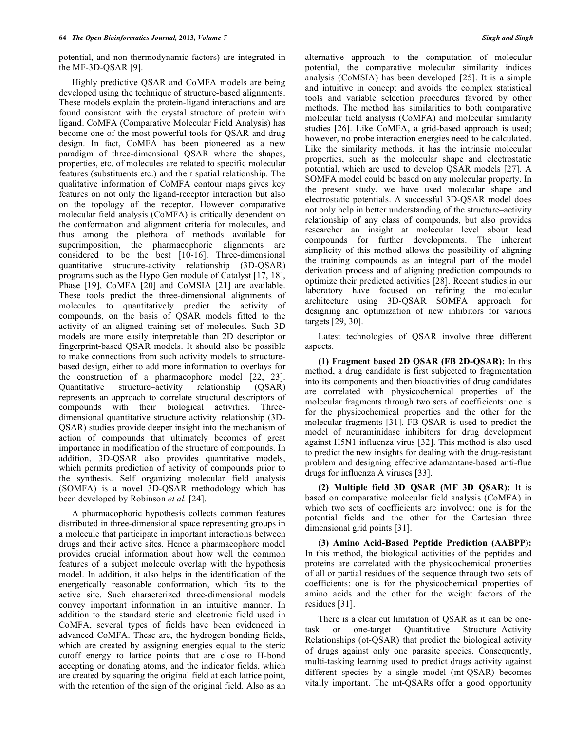potential, and non-thermodynamic factors) are integrated in the MF-3D-QSAR [9].

Highly predictive QSAR and CoMFA models are being developed using the technique of structure-based alignments. These models explain the protein-ligand interactions and are found consistent with the crystal structure of protein with ligand. CoMFA (Comparative Molecular Field Analysis) has become one of the most powerful tools for QSAR and drug design. In fact, CoMFA has been pioneered as a new paradigm of three-dimensional QSAR where the shapes, properties, etc. of molecules are related to specific molecular features (substituents etc.) and their spatial relationship. The qualitative information of CoMFA contour maps gives key features on not only the ligand-receptor interaction but also on the topology of the receptor. However comparative molecular field analysis (CoMFA) is critically dependent on the conformation and alignment criteria for molecules, and thus among the plethora of methods available for superimposition, the pharmacophoric alignments are considered to be the best [10-16]. Three-dimensional quantitative structure-activity relationship (3D-QSAR) programs such as the Hypo Gen module of Catalyst [17, 18], Phase [19], CoMFA [20] and CoMSIA [21] are available. These tools predict the three-dimensional alignments of molecules to quantitatively predict the activity of compounds, on the basis of QSAR models fitted to the activity of an aligned training set of molecules. Such 3D models are more easily interpretable than 2D descriptor or fingerprint-based QSAR models. It should also be possible to make connections from such activity models to structure-based design, either to add more information to overlays for the construction of a pharmacophore model [22, 23]. Quantitative structure–activity relationship (QSAR) represents an approach to correlate structural descriptors of compounds with their biological activities. Three-dimensional quantitative structure activity–relationship (3D-QSAR) studies provide deeper insight into the mechanism of action of compounds that ultimately becomes of great importance in modification of the structure of compounds. In addition, 3D-QSAR also provides quantitative models, which permits prediction of activity of compounds prior to the synthesis. Self organizing molecular field analysis (SOMFA) is a novel 3D-QSAR methodology which has been developed by Robinson *et al.* [24].

A pharmacophoric hypothesis collects common features distributed in three-dimensional space representing groups in a molecule that participate in important interactions between drugs and their active sites. Hence a pharmacophore model provides crucial information about how well the common features of a subject molecule overlap with the hypothesis model. In addition, it also helps in the identification of the energetically reasonable conformation, which fits to the active site. Such characterized three-dimensional models convey important information in an intuitive manner. In addition to the standard steric and electronic field used in CoMFA, several types of fields have been evidenced in advanced CoMFA. These are, the hydrogen bonding fields, which are created by assigning energies equal to the steric cutoff energy to lattice points that are close to H-bond accepting or donating atoms, and the indicator fields, which are created by squaring the original field at each lattice point, with the retention of the sign of the original field. Also as an alternative approach to the computation of molecular potential, the comparative molecular similarity indices analysis (CoMSIA) has been developed [25]. It is a simple and intuitive in concept and avoids the complex statistical tools and variable selection procedures favored by other methods. The method has similarities to both comparative molecular field analysis (CoMFA) and molecular similarity studies [26]. Like CoMFA, a grid-based approach is used; however, no probe interaction energies need to be calculated. Like the similarity methods, it has the intrinsic molecular properties, such as the molecular shape and electrostatic potential, which are used to develop QSAR models [27]. A SOMFA model could be based on any molecular property. In the present study, we have used molecular shape and electrostatic potentials. A successful 3D-QSAR model does not only help in better understanding of the structure–activity relationship of any class of compounds, but also provides researcher an insight at molecular level about lead compounds for further developments. The inherent simplicity of this method allows the possibility of aligning the training compounds as an integral part of the model derivation process and of aligning prediction compounds to optimize their predicted activities [28]. Recent studies in our laboratory have focused on refining the molecular architecture using 3D-QSAR SOMFA approach for designing and optimization of new inhibitors for various targets [29, 30].

Latest technologies of QSAR involve three different aspects.

**(1) Fragment based 2D QSAR (FB 2D-QSAR):** In this method, a drug candidate is first subjected to fragmentation into its components and then bioactivities of drug candidates are correlated with physicochemical properties of the molecular fragments through two sets of coefficients: one is for the physicochemical properties and the other for the molecular fragments [31]. FB-QSAR is used to predict the model of neuraminidase inhibitors for drug development against H5N1 influenza virus [32]. This method is also used to predict the new insights for dealing with the drug-resistant problem and designing effective adamantane-based anti-flue drugs for influenza A viruses [33].

**(2) Multiple field 3D QSAR (MF 3D QSAR):** It is based on comparative molecular field analysis (CoMFA) in which two sets of coefficients are involved: one is for the potential fields and the other for the Cartesian three dimensional grid points [31].

(**3) Amino Acid-Based Peptide Prediction (AABPP):** In this method, the biological activities of the peptides and proteins are correlated with the physicochemical properties of all or partial residues of the sequence through two sets of coefficients: one is for the physicochemical properties of amino acids and the other for the weight factors of the residues [31].

There is a clear cut limitation of QSAR as it can be one-task or one-target Quantitative Structure–Activity Relationships (ot-QSAR) that predict the biological activity of drugs against only one parasite species. Consequently, multi-tasking learning used to predict drugs activity against different species by a single model (mt-QSAR) becomes vitally important. The mt-QSARs offer a good opportunity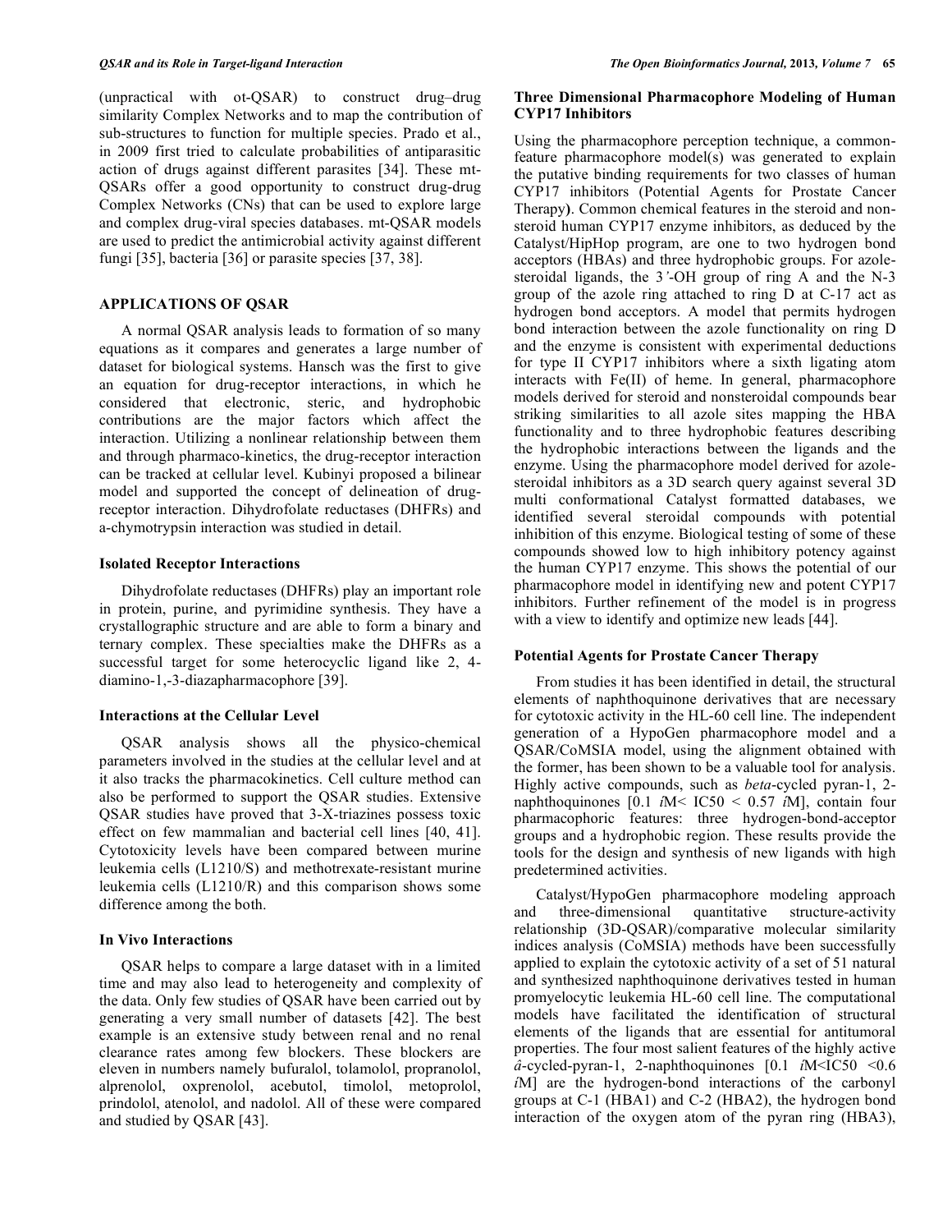(unpractical with ot-QSAR) to construct drug–drug similarity Complex Networks and to map the contribution of sub-structures to function for multiple species. Prado et al., in 2009 first tried to calculate probabilities of antiparasitic action of drugs against different parasites [34]. These mt-QSARs offer a good opportunity to construct drug-drug Complex Networks (CNs) that can be used to explore large and complex drug-viral species databases. mt-QSAR models are used to predict the antimicrobial activity against different fungi [35], bacteria [36] or parasite species [37, 38].

## APPLICATIONS OF QSAR

A normal QSAR analysis leads to formation of so many equations as it compares and generates a large number of dataset for biological systems. Hansch was the first to give an equation for drug-receptor interactions, in which he considered that electronic, steric, and hydrophobic contributions are the major factors which affect the interaction. Utilizing a nonlinear relationship between them and through pharmaco-kinetics, the drug-receptor interaction can be tracked at cellular level. Kubinyi proposed a bilinear model and supported the concept of delineation of drug-receptor interaction. Dihydrofolate reductases (DHFRs) and a-chymotrypsin interaction was studied in detail.

### Isolated Receptor Interactions

Dihydrofolate reductases (DHFRs) play an important role in protein, purine, and pyrimidine synthesis. They have a crystallographic structure and are able to form a binary and ternary complex. These specialties make the DHFRs as a successful target for some heterocyclic ligand like 2, 4-diamino-1,-3-diazapharmacophore [39].

### Interactions at the Cellular Level

QSAR analysis shows all the physico-chemical parameters involved in the studies at the cellular level and at it also tracks the pharmacokinetics. Cell culture method can also be performed to support the QSAR studies. Extensive QSAR studies have proved that 3-X-triazines possess toxic effect on few mammalian and bacterial cell lines [40, 41]. Cytotoxicity levels have been compared between murine leukemia cells (L1210/S) and methotrexate-resistant murine leukemia cells (L1210/R) and this comparison shows some difference among the both.

### In Vivo Interactions

QSAR helps to compare a large dataset with in a limited time and may also lead to heterogeneity and complexity of the data. Only few studies of QSAR have been carried out by generating a very small number of datasets [42]. The best example is an extensive study between renal and no renal clearance rates among few blockers. These blockers are eleven in numbers namely bufuralol, tolamolol, propranolol, alprenolol, oxprenolol, acebutol, timolol, metoprolol, prindolol, atenolol, and nadolol. All of these were compared and studied by QSAR [43].

### Three Dimensional Pharmacophore Modeling of Human CYP17 Inhibitors

Using the pharmacophore perception technique, a common-feature pharmacophore model(s) was generated to explain the putative binding requirements for two classes of human CYP17 inhibitors (Potential Agents for Prostate Cancer Therapy**)**. Common chemical features in the steroid and non-steroid human CYP17 enzyme inhibitors, as deduced by the Catalyst/HipHop program, are one to two hydrogen bond acceptors (HBAs) and three hydrophobic groups. For azole-steroidal ligands, the 3′-OH group of ring A and the N-3 group of the azole ring attached to ring D at C-17 act as hydrogen bond acceptors. A model that permits hydrogen bond interaction between the azole functionality on ring D and the enzyme is consistent with experimental deductions for type II CYP17 inhibitors where a sixth ligating atom interacts with Fe(II) of heme. In general, pharmacophore models derived for steroid and nonsteroidal compounds bear striking similarities to all azole sites mapping the HBA functionality and to three hydrophobic features describing the hydrophobic interactions between the ligands and the enzyme. Using the pharmacophore model derived for azole-steroidal inhibitors as a 3D search query against several 3D multi conformational Catalyst formatted databases, we identified several steroidal compounds with potential inhibition of this enzyme. Biological testing of some of these compounds showed low to high inhibitory potency against the human CYP17 enzyme. This shows the potential of our pharmacophore model in identifying new and potent CYP17 inhibitors. Further refinement of the model is in progress with a view to identify and optimize new leads [44].

### Potential Agents for Prostate Cancer Therapy

From studies it has been identified in detail, the structural elements of naphthoquinone derivatives that are necessary for cytotoxic activity in the HL-60 cell line. The independent generation of a HypoGen pharmacophore model and a QSAR/CoMSIA model, using the alignment obtained with the former, has been shown to be a valuable tool for analysis. Highly active compounds, such as *beta*-cycled pyran-1, 2-naphthoquinones [0.1 *i*M< IC50 < 0.57 *i*M], contain four pharmacophoric features: three hydrogen-bond-acceptor groups and a hydrophobic region. These results provide the tools for the design and synthesis of new ligands with high predetermined activities.

Catalyst/HypoGen pharmacophore modeling approach and three-dimensional quantitative structure-activity relationship (3D-QSAR)/comparative molecular similarity indices analysis (CoMSIA) methods have been successfully applied to explain the cytotoxic activity of a set of 51 natural and synthesized naphthoquinone derivatives tested in human promyelocytic leukemia HL-60 cell line. The computational models have facilitated the identification of structural elements of the ligands that are essential for antitumoral properties. The four most salient features of the highly active *â*-cycled-pyran-1, 2-naphthoquinones [0.1 *i*M<IC50 <0.6 *i*M] are the hydrogen-bond interactions of the carbonyl groups at C-1 (HBA1) and C-2 (HBA2), the hydrogen bond interaction of the oxygen atom of the pyran ring (HBA3),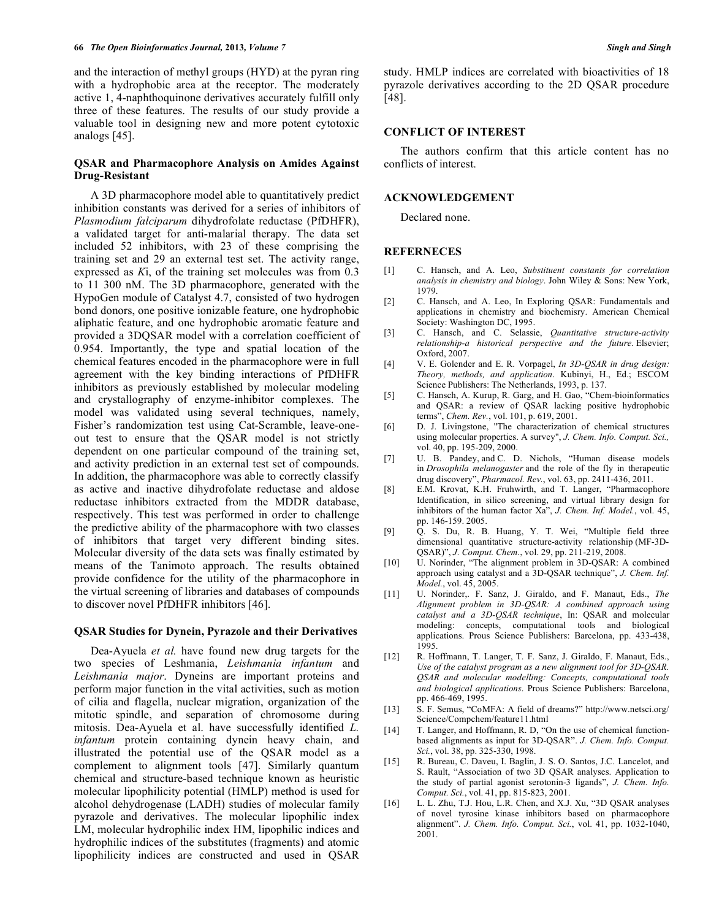and the interaction of methyl groups (HYD) at the pyran ring with a hydrophobic area at the receptor. The moderately active 1, 4-naphthoquinone derivatives accurately fulfill only three of these features. The results of our study provide a valuable tool in designing new and more potent cytotoxic analogs [45].

### QSAR and Pharmacophore Analysis on Amides Against Drug-Resistant

A 3D pharmacophore model able to quantitatively predict inhibition constants was derived for a series of inhibitors of *Plasmodium falciparum* dihydrofolate reductase (PfDHFR), a validated target for anti-malarial therapy. The data set included 52 inhibitors, with 23 of these comprising the training set and 29 an external test set. The activity range, expressed as *K*i, of the training set molecules was from 0.3 to 11 300 nM. The 3D pharmacophore, generated with the HypoGen module of Catalyst 4.7, consisted of two hydrogen bond donors, one positive ionizable feature, one hydrophobic aliphatic feature, and one hydrophobic aromatic feature and provided a 3DQSAR model with a correlation coefficient of 0.954. Importantly, the type and spatial location of the chemical features encoded in the pharmacophore were in full agreement with the key binding interactions of PfDHFR inhibitors as previously established by molecular modeling and crystallography of enzyme-inhibitor complexes. The model was validated using several techniques, namely, Fisher's randomization test using Cat-Scramble, leave-one-out test to ensure that the QSAR model is not strictly dependent on one particular compound of the training set, and activity prediction in an external test set of compounds. In addition, the pharmacophore was able to correctly classify as active and inactive dihydrofolate reductase and aldose reductase inhibitors extracted from the MDDR database, respectively. This test was performed in order to challenge the predictive ability of the pharmacophore with two classes of inhibitors that target very different binding sites. Molecular diversity of the data sets was finally estimated by means of the Tanimoto approach. The results obtained provide confidence for the utility of the pharmacophore in the virtual screening of libraries and databases of compounds to discover novel PfDHFR inhibitors [46].

### QSAR Studies for Dynein, Pyrazole and their Derivatives

Dea-Ayuela *et al.* have found new drug targets for the two species of Leshmania, *Leishmania infantum* and *Leishmania major*. Dyneins are important proteins and perform major function in the vital activities, such as motion of cilia and flagella, nuclear migration, organization of the mitotic spindle, and separation of chromosome during mitosis. Dea-Ayuela et al. have successfully identified *L. infantum* protein containing dynein heavy chain, and illustrated the potential use of the QSAR model as a complement to alignment tools [47]. Similarly quantum chemical and structure-based technique known as heuristic molecular lipophilicity potential (HMLP) method is used for alcohol dehydrogenase (LADH) studies of molecular family pyrazole and derivatives. The molecular lipophilic index LM, molecular hydrophilic index HM, lipophilic indices and hydrophilic indices of the substitutes (fragments) and atomic lipophilicity indices are constructed and used in QSAR study. HMLP indices are correlated with bioactivities of 18 pyrazole derivatives according to the 2D QSAR procedure [48].

## CONFLICT OF INTEREST

The authors confirm that this article content has no conflicts of interest.

## ACKNOWLEDGEMENT

Declared none.

## REFERNECES

[1] C. Hansch, and A. Leo, *Substituent constants for correlation analysis in chemistry and biology*. John Wiley & Sons: New York, 1979.

[2] C. Hansch, and A. Leo, In Exploring QSAR: Fundamentals and applications in chemistry and biochemisry. American Chemical Society: Washington DC, 1995.

[3] C. Hansch, and C. Selassie, *Quantitative structure-activity relationship-a historical perspective and the future.* Elsevier; Oxford, 2007.

[4] V. E. Golender and E. R. Vorpagel, *In 3D-QSAR in drug design: Theory, methods, and application*. Kubinyi, H., Ed.; ESCOM Science Publishers: The Netherlands, 1993, p. 137.

[5] C. Hansch, A. Kurup, R. Garg, and H. Gao, "Chem-bioinformatics and QSAR: a review of QSAR lacking positive hydrophobic terms", *Chem. Rev.*, vol. 101, p. 619, 2001.

[6] D. J. Livingstone, "The characterization of chemical structures using molecular properties. A survey", *J. Chem. Info. Comput. Sci.,* vol. 40, pp. 195-209, 2000.

[7] U. B. Pandey, and C. D. Nichols, "Human disease models in *Drosophila melanogaster* and the role of the fly in therapeutic drug discovery", *Pharmacol. Rev.*, vol. 63, pp. 2411-436, 2011.

[8] E.M. Krovat, K.H. Fruhwirth, and T. Langer, "Pharmacophore Identification, in silico screening, and virtual library design for inhibitors of the human factor Xa", *J. Chem. Inf. Model.*, vol. 45, pp. 146-159. 2005.

[9] Q. S. Du, R. B. Huang, Y. T. Wei, "Multiple field three dimensional quantitative structure-activity relationship (MF-3D-QSAR)", *J. Comput. Chem.*, vol. 29, pp. 211-219, 2008.

[10] U. Norinder, "The alignment problem in 3D-QSAR: A combined approach using catalyst and a 3D-QSAR technique", *J. Chem. Inf. Model.*, vol. 45, 2005.

[11] U. Norinder,. F. Sanz, J. Giraldo, and F. Manaut, Eds., *The Alignment problem in 3D-QSAR: A combined approach using catalyst and a 3D-QSAR technique*, In: QSAR and molecular modeling: concepts, computational tools and biological applications. Prous Science Publishers: Barcelona, pp. 433-438, 1995.

[12] R. Hoffmann, T. Langer, T. F. Sanz, J. Giraldo, F. Manaut, Eds., *Use of the catalyst program as a new alignment tool for 3D-QSAR. QSAR and molecular modelling: Concepts, computational tools and biological applications*. Prous Science Publishers: Barcelona, pp. 466-469, 1995.

[13] S. F. Semus, "CoMFA: A field of dreams?" http://www.netsci.org/Science/Compchem/feature11.html

[14] T. Langer, and Hoffmann, R. D, "On the use of chemical function-based alignments as input for 3D-QSAR". *J. Chem. Info. Comput. Sci.*, vol. 38, pp. 325-330, 1998.

[15] R. Bureau, C. Daveu, I. Baglin, J. S. O. Santos, J.C. Lancelot, and S. Rault, "Association of two 3D QSAR analyses. Application to the study of partial agonist serotonin-3 ligands", *J. Chem. Info. Comput. Sci.*, vol. 41, pp. 815-823, 2001.

[16] L. L. Zhu, T.J. Hou, L.R. Chen, and X.J. Xu, "3D QSAR analyses of novel tyrosine kinase inhibitors based on pharmacophore alignment". *J. Chem. Info. Comput. Sci.*, vol. 41, pp. 1032-1040, 2001.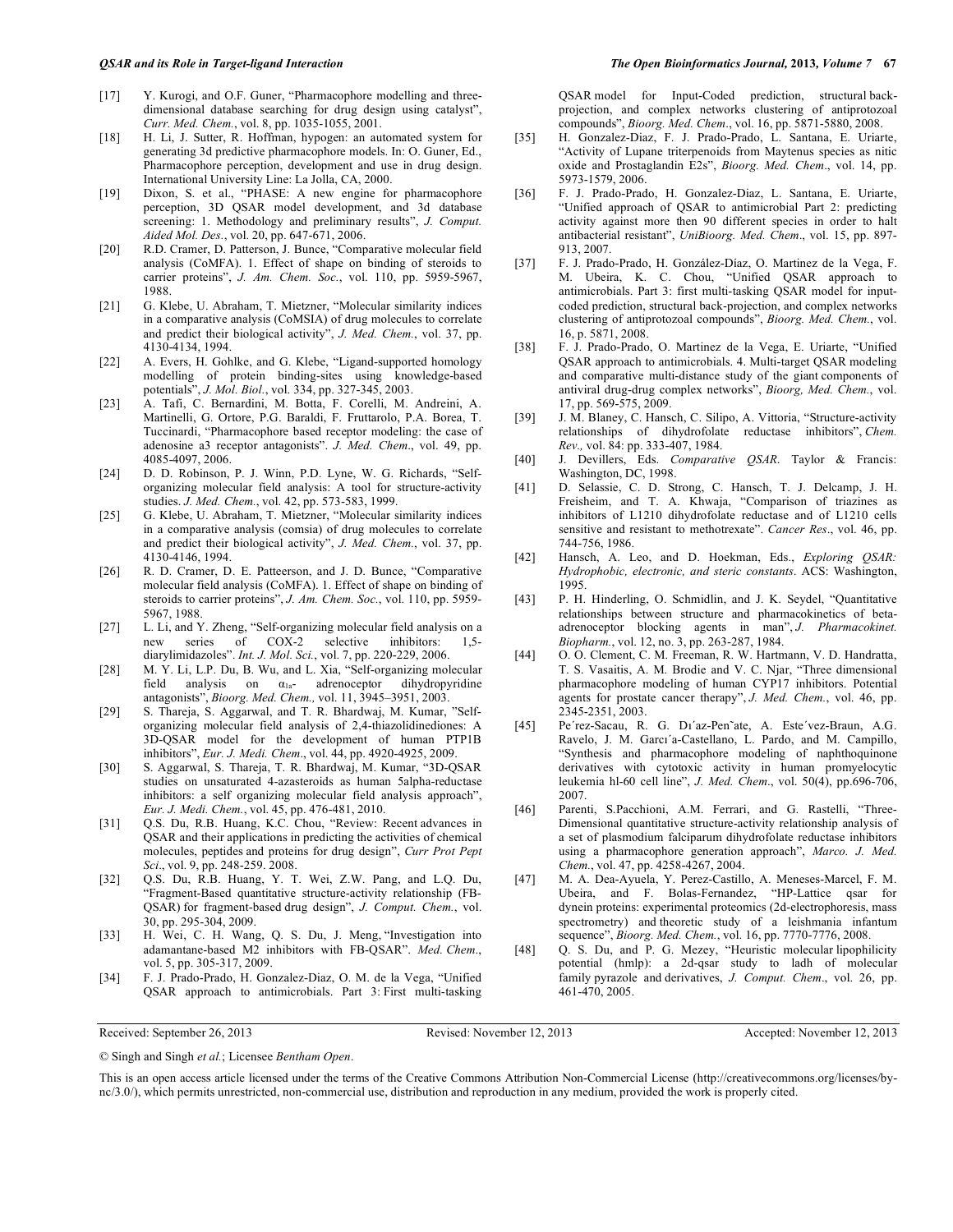[17] Y. Kurogi, and O.F. Guner, "Pharmacophore modelling and three-dimensional database searching for drug design using catalyst", *Curr. Med. Chem.*, vol. 8, pp. 1035-1055, 2001.

[18] H. Li, J. Sutter, R. Hoffman, hypogen: an automated system for generating 3d predictive pharmacophore models. In: O. Guner, Ed., Pharmacophore perception, development and use in drug design. International University Line: La Jolla, CA, 2000.

[19] Dixon, S. et al., "PHASE: A new engine for pharmacophore perception, 3D QSAR model development, and 3d database screening: 1. Methodology and preliminary results", *J. Comput. Aided Mol. Des.*, vol. 20, pp. 647-671, 2006.

[20] R.D. Cramer, D. Patterson, J. Bunce, "Comparative molecular field analysis (CoMFA). 1. Effect of shape on binding of steroids to carrier proteins", *J. Am. Chem. Soc.*, vol. 110, pp. 5959-5967, 1988.

[21] G. Klebe, U. Abraham, T. Mietzner, "Molecular similarity indices in a comparative analysis (CoMSIA) of drug molecules to correlate and predict their biological activity", *J. Med. Chem.*, vol. 37, pp. 4130-4134, 1994.

[22] A. Evers, H. Gohlke, and G. Klebe, "Ligand-supported homology modelling of protein binding-sites using knowledge-based potentials", *J. Mol. Biol.*, vol. 334, pp. 327-345, 2003.

[23] A. Tafi, C. Bernardini, M. Botta, F. Corelli, M. Andreini, A. Martinelli, G. Ortore, P.G. Baraldi, F. Fruttarolo, P.A. Borea, T. Tuccinardi, "Pharmacophore based receptor modeling: the case of adenosine a3 receptor antagonists". *J. Med. Chem*., vol. 49, pp. 4085-4097, 2006.

[24] D. D. Robinson, P. J. Winn, P.D. Lyne, W. G. Richards, "Self-organizing molecular field analysis: A tool for structure-activity studies. *J. Med. Chem.*, vol. 42, pp. 573-583, 1999.

[25] G. Klebe, U. Abraham, T. Mietzner, "Molecular similarity indices in a comparative analysis (comsia) of drug molecules to correlate and predict their biological activity", *J. Med. Chem.*, vol. 37, pp. 4130-4146, 1994.

[26] R. D. Cramer, D. E. Patteerson, and J. D. Bunce, "Comparative molecular field analysis (CoMFA). 1. Effect of shape on binding of steroids to carrier proteins", *J. Am. Chem. Soc.*, vol. 110, pp. 5959-5967, 1988.

[27] L. Li, and Y. Zheng, "Self-organizing molecular field analysis on a new series of COX-2 selective inhibitors: 1,5-diarylimidazoles". *Int. J. Mol. Sci.*, vol. 7, pp. 220-229, 2006.

[28] M. Y. Li, L.P. Du, B. Wu, and L. Xia, "Self-organizing molecular field analysis on $\alpha_{1a}$- adrenoceptor dihydropyridine antagonists", *Bioorg. Med. Chem.,* vol. 11, 3945–3951, 2003.

[29] S. Thareja, S. Aggarwal, and T. R. Bhardwaj, M. Kumar, "Self-organizing molecular field analysis of 2,4-thiazolidinediones: A 3D-QSAR model for the development of human PTP1B inhibitors", *Eur. J. Medi. Chem*., vol. 44, pp. 4920-4925, 2009.

[30] S. Aggarwal, S. Thareja, T. R. Bhardwaj, M. Kumar, "3D-QSAR studies on unsaturated 4-azasteroids as human 5alpha-reductase inhibitors: a self organizing molecular field analysis approach", *Eur. J. Medi. Chem.*, vol. 45, pp. 476-481, 2010.

[31] Q.S. Du, R.B. Huang, K.C. Chou, "Review: Recent advances in QSAR and their applications in predicting the activities of chemical molecules, peptides and proteins for drug design", *Curr Prot Pept Sci*., vol. 9, pp. 248-259. 2008.

[32] Q.S. Du, R.B. Huang, Y. T. Wei, Z.W. Pang, and L.Q. Du, "Fragment-Based quantitative structure-activity relationship (FB-QSAR) for fragment-based drug design", *J. Comput. Chem.*, vol. 30, pp. 295-304, 2009.

[33] H. Wei, C. H. Wang, Q. S. Du, J. Meng, "Investigation into adamantane-based M2 inhibitors with FB-QSAR". *Med. Chem*., vol. 5, pp. 305-317, 2009.

[34] F. J. Prado-Prado, H. Gonzalez-Diaz, O. M. de la Vega, "Unified QSAR approach to antimicrobials. Part 3: First multi-tasking QSAR model for Input-Coded prediction, structural back-projection, and complex networks clustering of antiprotozoal compounds", *Bioorg. Med. Chem*., vol. 16, pp. 5871-5880, 2008.

[35] H. Gonzalez-Diaz, F. J. Prado-Prado, L. Santana, E. Uriarte, "Activity of Lupane triterpenoids from Maytenus species as nitic oxide and Prostaglandin E2s", *Bioorg. Med. Chem*., vol. 14, pp. 5973-1579, 2006.

[36] F. J. Prado-Prado, H. Gonzalez-Diaz, L. Santana, E. Uriarte, "Unified approach of QSAR to antimicrobial Part 2: predicting activity against more then 90 different species in order to halt antibacterial resistant", *UniBioorg. Med. Chem*., vol. 15, pp. 897-913, 2007.

[37] F. J. Prado-Prado, H. González-Díaz, O. Martinez de la Vega, F. M. Ubeira, K. C. Chou, "Unified QSAR approach to antimicrobials. Part 3: first multi-tasking QSAR model for input-coded prediction, structural back-projection, and complex networks clustering of antiprotozoal compounds", *Bioorg. Med. Chem.*, vol. 16, p. 5871, 2008.

[38] F. J. Prado-Prado, O. Martinez de la Vega, E. Uriarte, "Unified QSAR approach to antimicrobials. 4. Multi-target QSAR modeling and comparative multi-distance study of the giant components of antiviral drug-drug complex networks", *Bioorg, Med. Chem.*, vol. 17, pp. 569-575, 2009.

[39] J. M. Blaney, C. Hansch, C. Silipo, A. Vittoria, "Structure-activity relationships of dihydrofolate reductase inhibitors", *Chem. Rev.,* vol. 84: pp. 333-407, 1984.

[40] J. Devillers, Eds. *Comparative QSAR*. Taylor & Francis: Washington, DC, 1998.

[41] D. Selassie, C. D. Strong, C. Hansch, T. J. Delcamp, J. H. Freisheim, and T. A. Khwaja, "Comparison of triazines as inhibitors of L1210 dihydrofolate reductase and of L1210 cells sensitive and resistant to methotrexate". *Cancer Res*., vol. 46, pp. 744-756, 1986.

[42] Hansch, A. Leo, and D. Hoekman, Eds., *Exploring QSAR: Hydrophobic, electronic, and steric constants*. ACS: Washington, 1995.

[43] P. H. Hinderling, O. Schmidlin, and J. K. Seydel, "Quantitative relationships between structure and pharmacokinetics of beta-adrenoceptor blocking agents in man", *J. Pharmacokinet. Biopharm.*, vol. 12, no. 3, pp. 263-287, 1984.

[44] O. O. Clement, C. M. Freeman, R. W. Hartmann, V. D. Handratta, T. S. Vasaitis, A. M. Brodie and V. C. Njar, "Three dimensional pharmacophore modeling of human CYP17 inhibitors. Potential agents for prostate cancer therapy", *J. Med. Chem.*, vol. 46, pp. 2345-2351, 2003.

[45] Pe´rez-Sacau, R. G. Dı´az-Pen˜ate, A. Este´vez-Braun, A.G. Ravelo, J. M. Garcı´a-Castellano, L. Pardo, and M. Campillo, "Synthesis and pharmacophore modeling of naphthoquinone derivatives with cytotoxic activity in human promyelocytic leukemia hl-60 cell line", *J. Med. Chem*., vol. 50(4), pp.696-706, 2007.

[46] Parenti, S.Pacchioni, A.M. Ferrari, and G. Rastelli, "Three-Dimensional quantitative structure-activity relationship analysis of a set of plasmodium falciparum dihydrofolate reductase inhibitors using a pharmacophore generation approach", *Marco. J. Med. Chem*., vol. 47, pp. 4258-4267, 2004.

[47] M. A. Dea-Ayuela, Y. Perez-Castillo, A. Meneses-Marcel, F. M. Ubeira, and F. Bolas-Fernandez, "HP-Lattice qsar for dynein proteins: experimental proteomics (2d-electrophoresis, mass spectrometry) and theoretic study of a leishmania infantum sequence", *Bioorg. Med. Chem.*, vol. 16, pp. 7770-7776, 2008.

[48] Q. S. Du, and P. G. Mezey, "Heuristic molecular lipophilicity potential (hmlp): a 2d-qsar study to ladh of molecular family pyrazole and derivatives, *J. Comput. Chem*., vol. 26, pp. 461-470, 2005.

Received: September 26, 2013 Revised: November 12, 2013 Accepted: November 12, 2013

© Singh and Singh *et al.*; Licensee *Bentham Open*.

This is an open access article licensed under the terms of the Creative Commons Attribution Non-Commercial License (http://creativecommons.org/licenses/by-nc/3.0/), which permits unrestricted, non-commercial use, distribution and reproduction in any medium, provided the work is properly cited.